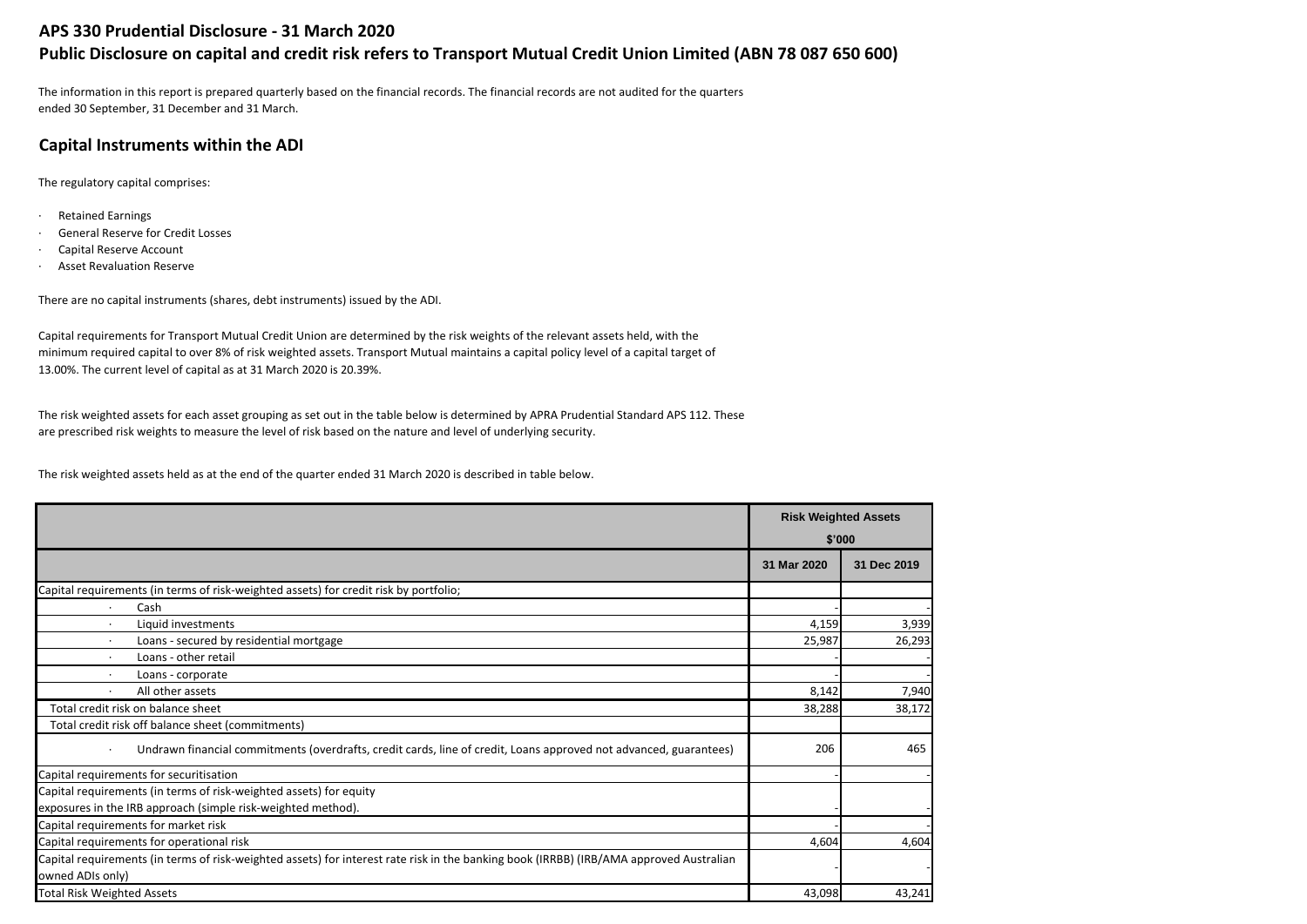# APS 330 Prudential Disclosure - 31 March 2020

## Public Disclosure on capital and credit risk refers to Transport Mutual Credit Union Limited (ABN 78 087 650 600)

The information in this report is prepared quarterly based on the financial records. The financial records are not audited for the quarters ended 30 September, 31 December and 31 March.

## Capital Instruments within the ADI

The regulatory capital comprises:

- Retained Earnings
- General Reserve for Credit Losses
- Capital Reserve Account
- Asset Revaluation Reserve

There are no capital instruments (shares, debt instruments) issued by the ADI.

Capital requirements for Transport Mutual Credit Union are determined by the risk weights of the relevant assets held, with the minimum required capital to over 8% of risk weighted assets. Transport Mutual maintains a capital policy level of a capital target of 13.00%. The current level of capital as at 31 March 2020 is 20.39%.

The risk weighted assets for each asset grouping as set out in the table below is determined by APRA Prudential Standard APS 112. These are prescribed risk weights to measure the level of risk based on the nature and level of underlying security.

The risk weighted assets held as at the end of the quarter ended 31 March 2020 is described in table below.

| | Risk Weighted Assets $'000 | |
|---|---|---|
| | 31 Mar 2020 | 31 Dec 2019 |
| Capital requirements (in terms of risk-weighted assets) for credit risk by portfolio; | | |
| · Cash | - | - |
| · Liquid investments | 4,159 | 3,939 |
| · Loans - secured by residential mortgage | 25,987 | 26,293 |
| · Loans - other retail | - | - |
| · Loans - corporate | - | - |
| · All other assets | 8,142 | 7,940 |
| Total credit risk on balance sheet | 38,288 | 38,172 |
| Total credit risk off balance sheet (commitments) | | |
| · Undrawn financial commitments (overdrafts, credit cards, line of credit, Loans approved not advanced, guarantees) | 206 | 465 |
| Capital requirements for securitisation | - | - |
| Capital requirements (in terms of risk-weighted assets) for equity exposures in the IRB approach (simple risk-weighted method). | - | - |
| Capital requirements for market risk | - | - |
| Capital requirements for operational risk | 4,604 | 4,604 |
| Capital requirements (in terms of risk-weighted assets) for interest rate risk in the banking book (IRRBB) (IRB/AMA approved Australian owned ADIs only) | - | - |
| Total Risk Weighted Assets | 43,098 | 43,241 |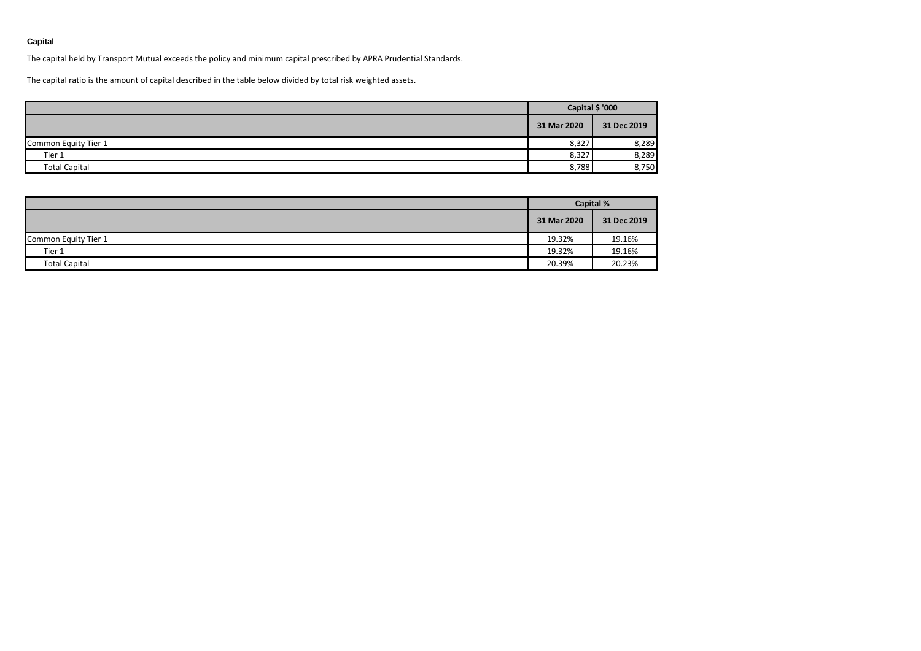**Capital**

The capital held by Transport Mutual exceeds the policy and minimum capital prescribed by APRA Prudential Standards.

The capital ratio is the amount of capital described in the table below divided by total risk weighted assets.

| | Capital $ '000 | |
|---|---|---|
| | 31 Mar 2020 | 31 Dec 2019 |
| Common Equity Tier 1 | 8,327 | 8,289 |
| Tier 1 | 8,327 | 8,289 |
| Total Capital | 8,788 | 8,750 |

| | Capital % | |
|---|---|---|
| | 31 Mar 2020 | 31 Dec 2019 |
| Common Equity Tier 1 | 19.32% | 19.16% |
| Tier 1 | 19.32% | 19.16% |
| Total Capital | 20.39% | 20.23% |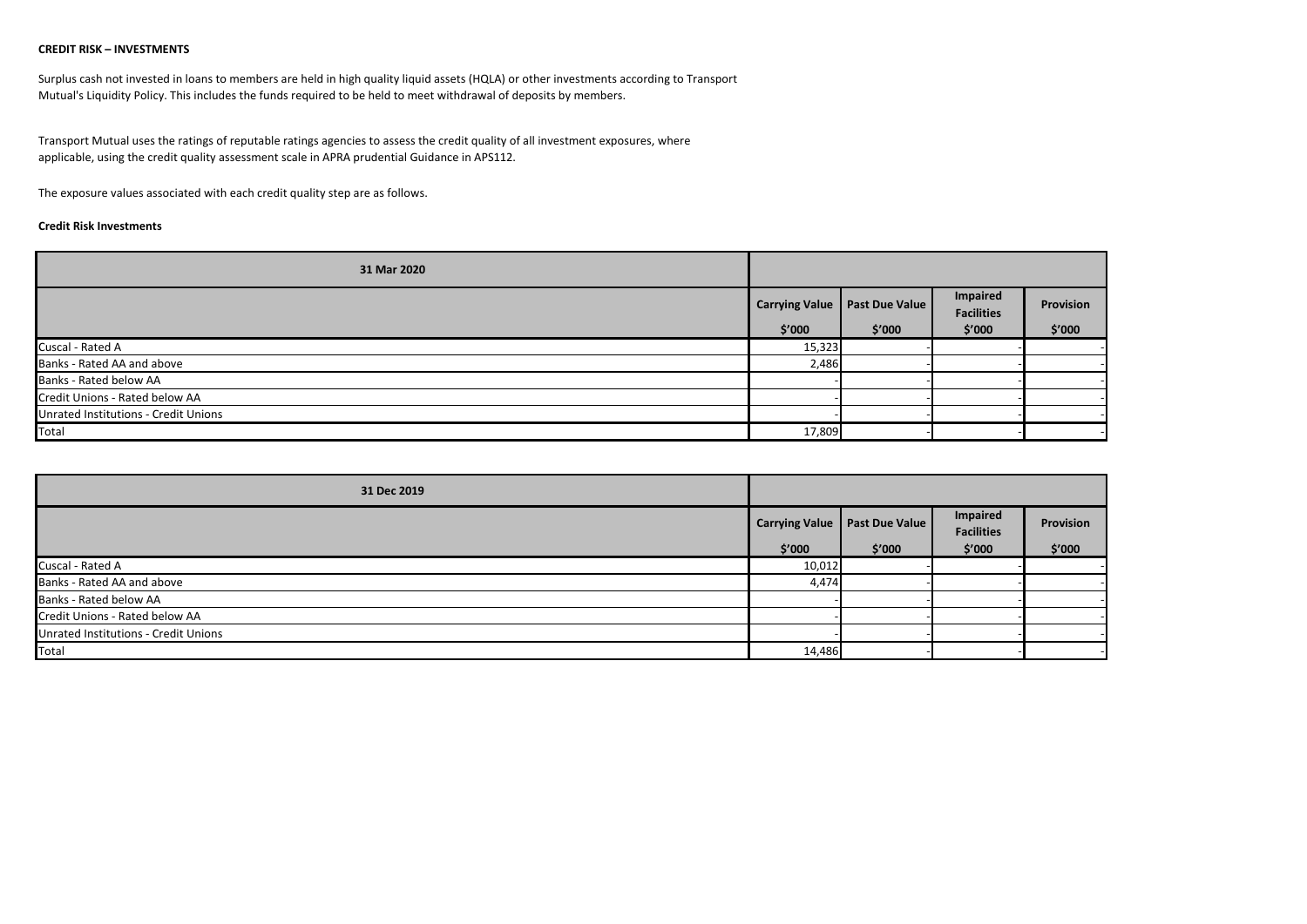**CREDIT RISK – INVESTMENTS**

Surplus cash not invested in loans to members are held in high quality liquid assets (HQLA) or other investments according to Transport Mutual's Liquidity Policy. This includes the funds required to be held to meet withdrawal of deposits by members.

Transport Mutual uses the ratings of reputable ratings agencies to assess the credit quality of all investment exposures, where applicable, using the credit quality assessment scale in APRA prudential Guidance in APS112.

The exposure values associated with each credit quality step are as follows.

**Credit Risk Investments**

| 31 Mar 2020 | | | | |
|---|---|---|---|---|
| | Carrying Value $'000 | Past Due Value $'000 | Impaired Facilities $'000 | Provision $'000 |
| Cuscal - Rated A | 15,323 | - | - | - |
| Banks - Rated AA and above | 2,486 | - | - | - |
| Banks - Rated below AA | - | - | - | - |
| Credit Unions - Rated below AA | - | - | - | - |
| Unrated Institutions - Credit Unions | - | - | - | - |
| Total | 17,809 | - | - | - |

| 31 Dec 2019 | | | | |
|---|---|---|---|---|
| | Carrying Value $'000 | Past Due Value $'000 | Impaired Facilities $'000 | Provision $'000 |
| Cuscal - Rated A | 10,012 | - | - | - |
| Banks - Rated AA and above | 4,474 | - | - | - |
| Banks - Rated below AA | - | - | - | - |
| Credit Unions - Rated below AA | - | - | - | - |
| Unrated Institutions - Credit Unions | - | - | - | - |
| Total | 14,486 | - | - | - |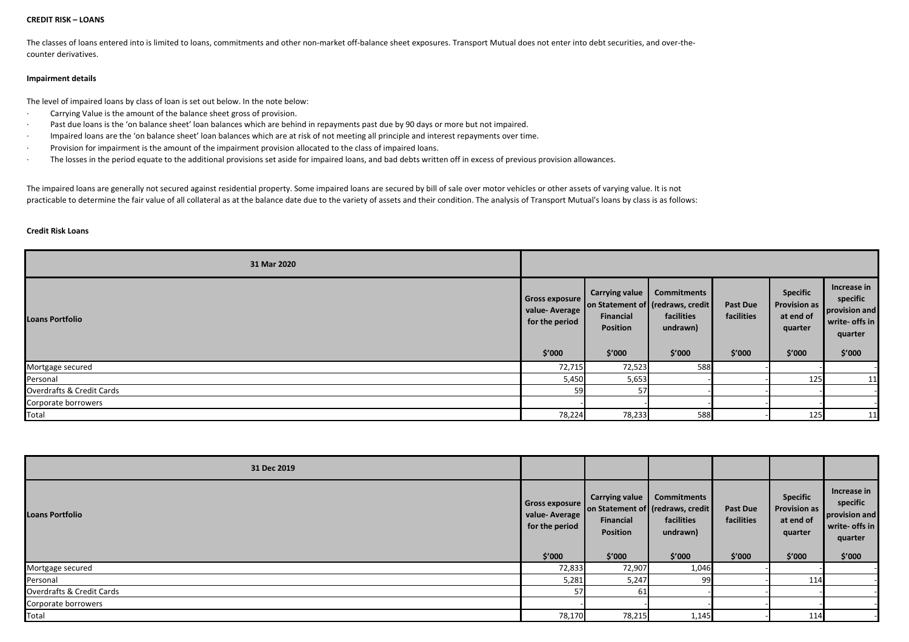**CREDIT RISK – LOANS**

The classes of loans entered into is limited to loans, commitments and other non-market off-balance sheet exposures. Transport Mutual does not enter into debt securities, and over-the-counter derivatives.

**Impairment details**

The level of impaired loans by class of loan is set out below. In the note below:

- Carrying Value is the amount of the balance sheet gross of provision.
- Past due loans is the 'on balance sheet' loan balances which are behind in repayments past due by 90 days or more but not impaired.
- Impaired loans are the 'on balance sheet' loan balances which are at risk of not meeting all principle and interest repayments over time.
- Provision for impairment is the amount of the impairment provision allocated to the class of impaired loans.
- The losses in the period equate to the additional provisions set aside for impaired loans, and bad debts written off in excess of previous provision allowances.

The impaired loans are generally not secured against residential property. Some impaired loans are secured by bill of sale over motor vehicles or other assets of varying value. It is not practicable to determine the fair value of all collateral as at the balance date due to the variety of assets and their condition. The analysis of Transport Mutual's loans by class is as follows:

**Credit Risk Loans**

| 31 Mar 2020 | | | | | | |
|---|---|---|---|---|---|---|
| **Loans Portfolio** | **Gross exposure value- Average for the period** | **Carrying value on Statement of Financial Position** | **Commitments (redraws, credit facilities undrawn)** | **Past Due facilities** | **Specific Provision as at end of quarter** | **Increase in specific provision and write- offs in quarter** |
| | **$'000** | **$'000** | **$'000** | **$'000** | **$'000** | **$'000** |
| Mortgage secured | 72,715 | 72,523 | 588 | - | - | - |
| Personal | 5,450 | 5,653 | - | - | 125 | 11 |
| Overdrafts & Credit Cards | 59 | 57 | - | - | - | - |
| Corporate borrowers | - | - | - | - | - | - |
| Total | 78,224 | 78,233 | 588 | - | 125 | 11 |

| 31 Dec 2019 | | | | | | |
|---|---|---|---|---|---|---|
| **Loans Portfolio** | **Gross exposure value- Average for the period** | **Carrying value on Statement of Financial Position** | **Commitments (redraws, credit facilities undrawn)** | **Past Due facilities** | **Specific Provision as at end of quarter** | **Increase in specific provision and write- offs in quarter** |
| | **$'000** | **$'000** | **$'000** | **$'000** | **$'000** | **$'000** |
| Mortgage secured | 72,833 | 72,907 | 1,046 | - | - | - |
| Personal | 5,281 | 5,247 | 99 | - | 114 | - |
| Overdrafts & Credit Cards | 57 | 61 | - | - | - | - |
| Corporate borrowers | - | - | - | - | - | - |
| Total | 78,170 | 78,215 | 1,145 | - | 114 | - |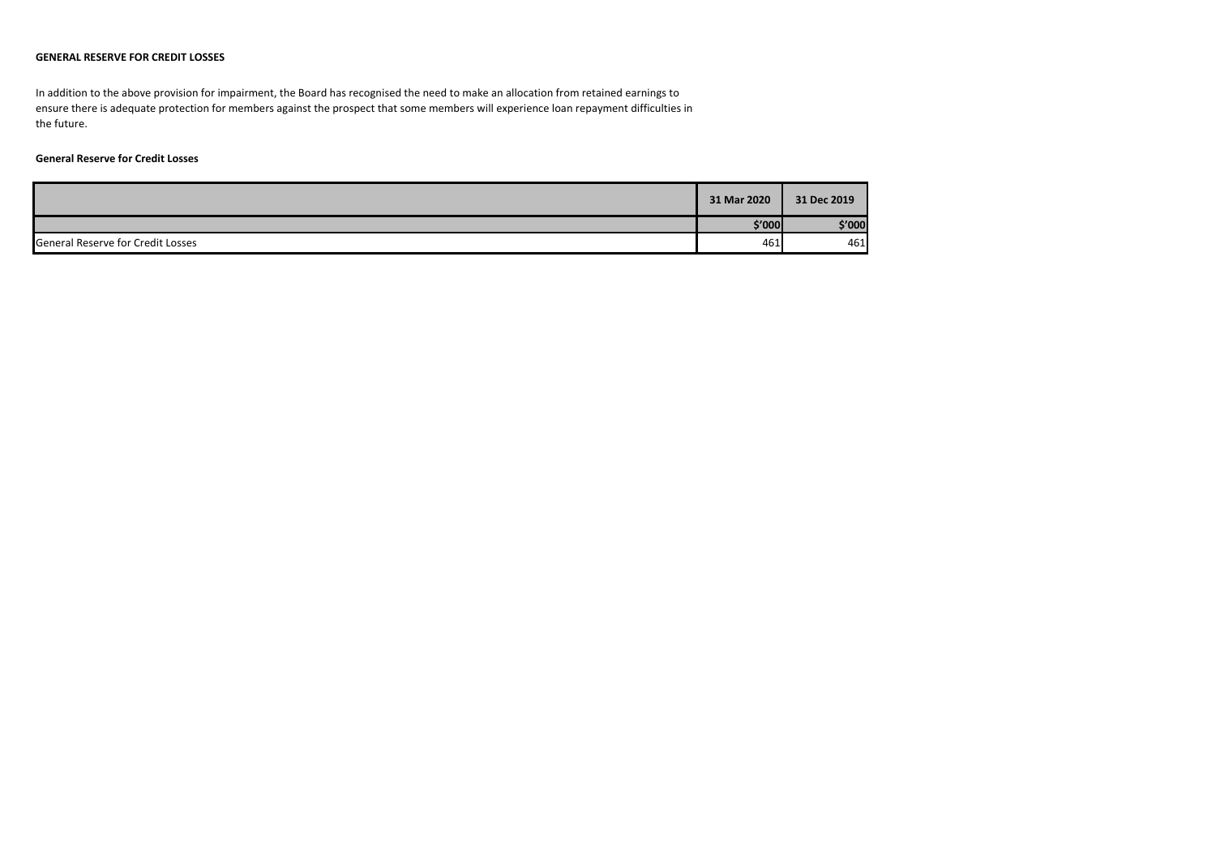## GENERAL RESERVE FOR CREDIT LOSSES

In addition to the above provision for impairment, the Board has recognised the need to make an allocation from retained earnings to ensure there is adequate protection for members against the prospect that some members will experience loan repayment difficulties in the future.

### General Reserve for Credit Losses

| | 31 Mar 2020 | 31 Dec 2019 |
|---|---|---|
| | $'000 | $'000 |
| General Reserve for Credit Losses | 461 | 461 |